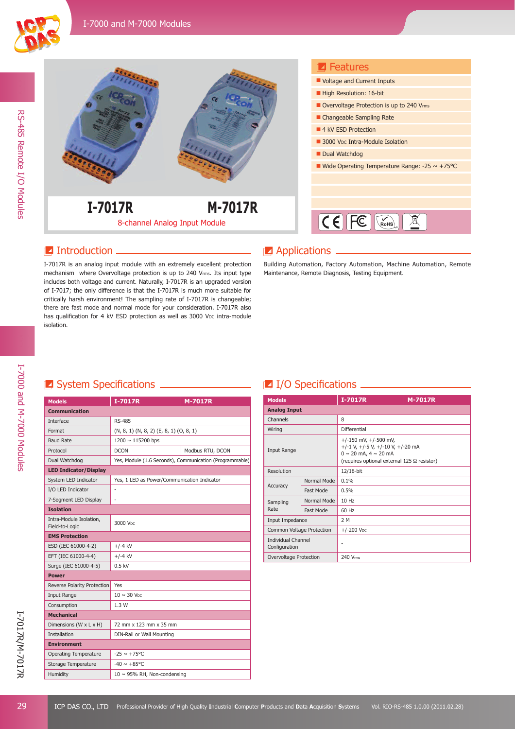# I-7017R / M-7017R

8-channel Analog Input Module

## Features

- Voltage and Current Inputs
- High Resolution: 16-bit
- Overvoltage Protection is up to 240 $V_{rms}$
- Changeable Sampling Rate
- 4 kV ESD Protection
- 3000 $V_{DC}$ Intra-Module Isolation
- Dual Watchdog
- Wide Operating Temperature Range: -25 ~ +75°C

## Introduction

I-7017R is an analog input module with an extremely excellent protection mechanism where Overvoltage protection is up to 240 $V_{rms}$. Its input type includes both voltage and current. Naturally, I-7017R is an upgraded version of I-7017; the only difference is that the I-7017R is much more suitable for critically harsh environment! The sampling rate of I-7017R is changeable; there are fast mode and normal mode for your consideration. I-7017R also has qualification for 4 kV ESD protection as well as 3000 $V_{DC}$ intra-module isolation.

## Applications

Building Automation, Factory Automation, Machine Automation, Remote Maintenance, Remote Diagnosis, Testing Equipment.

## System Specifications

| Models | I-7017R | M-7017R |
|---|---|---|
| **Communication** | | |
| Interface | RS-485 | |
| Format | (N, 8, 1) (N, 8, 2) (E, 8, 1) (O, 8, 1) | |
| Baud Rate | 1200 ~ 115200 bps | |
| Protocol | DCON | Modbus RTU, DCON |
| Dual Watchdog | Yes, Module (1.6 Seconds), Communication (Programmable) | |
| **LED Indicator/Display** | | |
| System LED Indicator | Yes, 1 LED as Power/Communication Indicator | |
| I/O LED Indicator | - | |
| 7-Segment LED Display | - | |
| **Isolation** | | |
| Intra-Module Isolation, Field-to-Logic | 3000 $V_{DC}$ | |
| **EMS Protection** | | |
| ESD (IEC 61000-4-2) | +/-4 kV | |
| EFT (IEC 61000-4-4) | +/-4 kV | |
| Surge (IEC 61000-4-5) | 0.5 kV | |
| **Power** | | |
| Reverse Polarity Protection | Yes | |
| Input Range | 10 ~ 30 $V_{DC}$ | |
| Consumption | 1.3 W | |
| **Mechanical** | | |
| Dimensions (W x L x H) | 72 mm x 123 mm x 35 mm | |
| Installation | DIN-Rail or Wall Mounting | |
| **Environment** | | |
| Operating Temperature | -25 ~ +75°C | |
| Storage Temperature | -40 ~ +85°C | |
| Humidity | 10 ~ 95% RH, Non-condensing | |

## I/O Specifications

| Models | | I-7017R | M-7017R |
|---|---|---|---|
| **Analog Input** | | | |
| Channels | | 8 | |
| Wiring | | Differential | |
| Input Range | | +/-150 mV, +/-500 mV, +/-1 V, +/-5 V, +/-10 V, +/-20 mA, 0 ~ 20 mA, 4 ~ 20 mA (requires optional external 125 Ω resistor) | |
| Resolution | | 12/16-bit | |
| Accuracy | Normal Mode | 0.1% | |
| | Fast Mode | 0.5% | |
| Sampling Rate | Normal Mode | 10 Hz | |
| | Fast Mode | 60 Hz | |
| Input Impedance | | 2 M | |
| Common Voltage Protection | | +/-200 $V_{DC}$ | |
| Individual Channel Configuration | | - | |
| Overvoltage Protection | | 240 $V_{rms}$ | |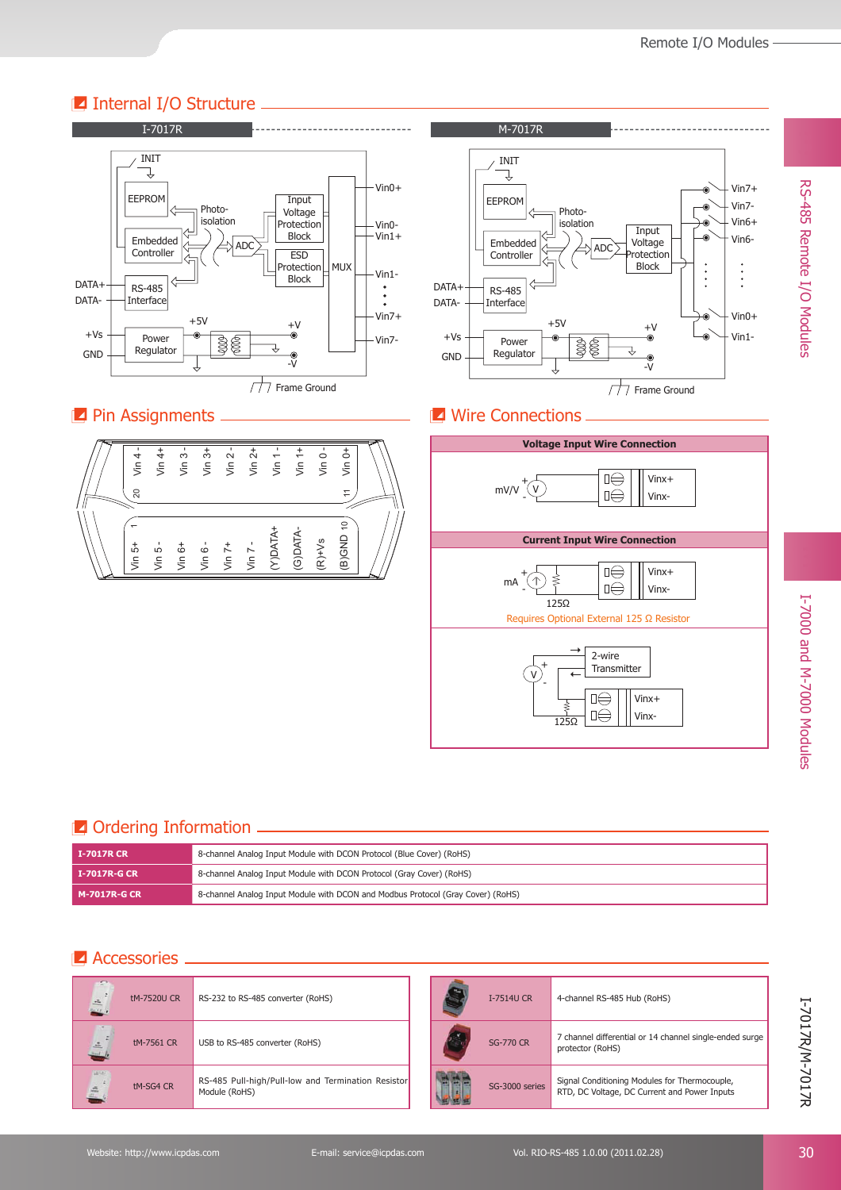## Internal I/O Structure

### I-7017R

INIT
EEPROM
Photo-isolation
Embedded Controller
ADC
Input Voltage Protection Block
ESD Protection Block
MUX
RS-485 Interface
DATA+
DATA-
+Vs
GND
Power Regulator
+5V
+V
-V
Vin0+
Vin0-
Vin1+
Vin1-
Vin7+
Vin7-
Frame Ground

### M-7017R

INIT
EEPROM
Photo-isolation
Embedded Controller
ADC
Input Voltage Protection Block
RS-485 Interface
DATA+
DATA-
+Vs
GND
Power Regulator
+5V
+V
-V
Vin7+
Vin7-
Vin6+
Vin6-
Vin0+
Vin1-
Frame Ground

## Pin Assignments

Vin 4-
Vin 4+
Vin 3-
Vin 3+
Vin 2-
Vin 2+
Vin 1-
Vin 1+
Vin 0-
Vin 0+
20
11
1
Vin 5+
Vin 5-
Vin 6+
Vin 6-
Vin 7+
Vin 7-
(Y)DATA+
(G)DATA-
(R)+Vs
(B)GND 10

## Wire Connections

### Voltage Input Wire Connection

mV/V
V
Vinx+
Vinx-

### Current Input Wire Connection

mA
125Ω
Vinx+
Vinx-

Requires Optional External 125 Ω Resistor

V
2-wire Transmitter
125Ω
Vinx+
Vinx-

## Ordering Information

| | |
|---|---|
| I-7017R CR | 8-channel Analog Input Module with DCON Protocol (Blue Cover) (RoHS) |
| I-7017R-G CR | 8-channel Analog Input Module with DCON Protocol (Gray Cover) (RoHS) |
| M-7017R-G CR | 8-channel Analog Input Module with DCON and Modbus Protocol (Gray Cover) (RoHS) |

## Accessories

| | |
|---|---|
| tM-7520U CR | RS-232 to RS-485 converter (RoHS) |
| tM-7561 CR | USB to RS-485 converter (RoHS) |
| tM-SG4 CR | RS-485 Pull-high/Pull-low and Termination Resistor Module (RoHS) |
| I-7514U CR | 4-channel RS-485 Hub (RoHS) |
| SG-770 CR | 7 channel differential or 14 channel single-ended surge protector (RoHS) |
| SG-3000 series | Signal Conditioning Modules for Thermocouple, RTD, DC Voltage, DC Current and Power Inputs |